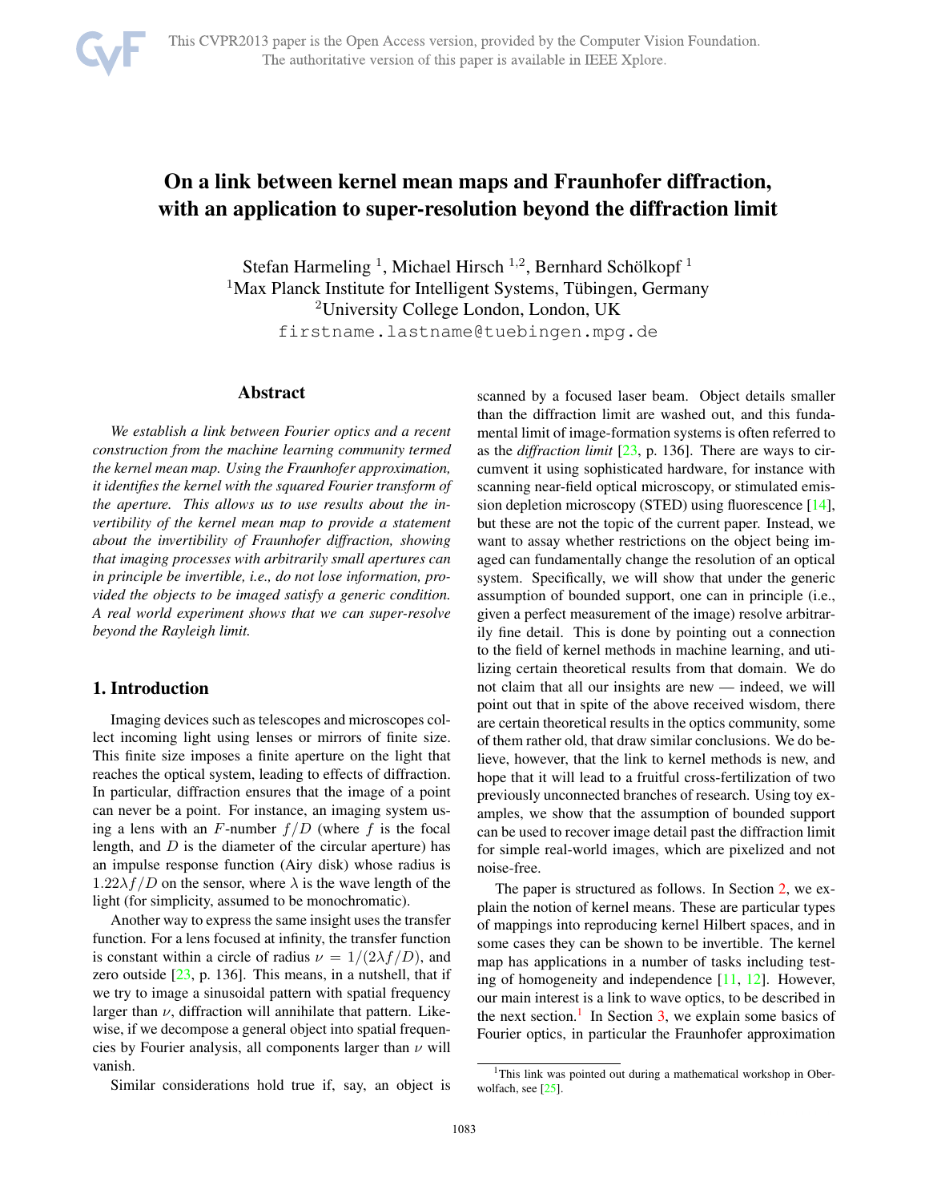# On a link between kernel mean maps and Fraunhofer diffraction, with an application to super-resolution beyond the diffraction limit

Stefan Harmeling [1], Michael Hirsch [1,2], Bernhard Schölkopf [1]
[1]Max Planck Institute for Intelligent Systems, Tübingen, Germany
[2]University College London, London, UK
firstname.lastname@tuebingen.mpg.de

## Abstract

*We establish a link between Fourier optics and a recent construction from the machine learning community termed the kernel mean map. Using the Fraunhofer approximation, it identifies the kernel with the squared Fourier transform of the aperture. This allows us to use results about the invertibility of the kernel mean map to provide a statement about the invertibility of Fraunhofer diffraction, showing that imaging processes with arbitrarily small apertures can in principle be invertible, i.e., do not lose information, provided the objects to be imaged satisfy a generic condition. A real world experiment shows that we can super-resolve beyond the Rayleigh limit.*

## 1. Introduction

Imaging devices such as telescopes and microscopes collect incoming light using lenses or mirrors of finite size. This finite size imposes a finite aperture on the light that reaches the optical system, leading to effects of diffraction. In particular, diffraction ensures that the image of a point can never be a point. For instance, an imaging system using a lens with an $F$-number $f/D$ (where $f$ is the focal length, and $D$ is the diameter of the circular aperture) has an impulse response function (Airy disk) whose radius is $1.22\lambda f/D$ on the sensor, where $\lambda$ is the wave length of the light (for simplicity, assumed to be monochromatic).

Another way to express the same insight uses the transfer function. For a lens focused at infinity, the transfer function is constant within a circle of radius $\nu = 1/(2\lambda f/D)$, and zero outside [23, p. 136]. This means, in a nutshell, that if we try to image a sinusoidal pattern with spatial frequency larger than $\nu$, diffraction will annihilate that pattern. Likewise, if we decompose a general object into spatial frequencies by Fourier analysis, all components larger than $\nu$ will vanish.

Similar considerations hold true if, say, an object is scanned by a focused laser beam. Object details smaller than the diffraction limit are washed out, and this fundamental limit of image-formation systems is often referred to as the *diffraction limit* [23, p. 136]. There are ways to circumvent it using sophisticated hardware, for instance with scanning near-field optical microscopy, or stimulated emission depletion microscopy (STED) using fluorescence [14], but these are not the topic of the current paper. Instead, we want to assay whether restrictions on the object being imaged can fundamentally change the resolution of an optical system. Specifically, we will show that under the generic assumption of bounded support, one can in principle (i.e., given a perfect measurement of the image) resolve arbitrarily fine detail. This is done by pointing out a connection to the field of kernel methods in machine learning, and utilizing certain theoretical results from that domain. We do not claim that all our insights are new — indeed, we will point out that in spite of the above received wisdom, there are certain theoretical results in the optics community, some of them rather old, that draw similar conclusions. We do believe, however, that the link to kernel methods is new, and hope that it will lead to a fruitful cross-fertilization of two previously unconnected branches of research. Using toy examples, we show that the assumption of bounded support can be used to recover image detail past the diffraction limit for simple real-world images, which are pixelized and not noise-free.

The paper is structured as follows. In Section 2, we explain the notion of kernel means. These are particular types of mappings into reproducing kernel Hilbert spaces, and in some cases they can be shown to be invertible. The kernel map has applications in a number of tasks including testing of homogeneity and independence [11, 12]. However, our main interest is a link to wave optics, to be described in the next section.[1] In Section 3, we explain some basics of Fourier optics, in particular the Fraunhofer approximation

[1]This link was pointed out during a mathematical workshop in Oberwolfach, see [25].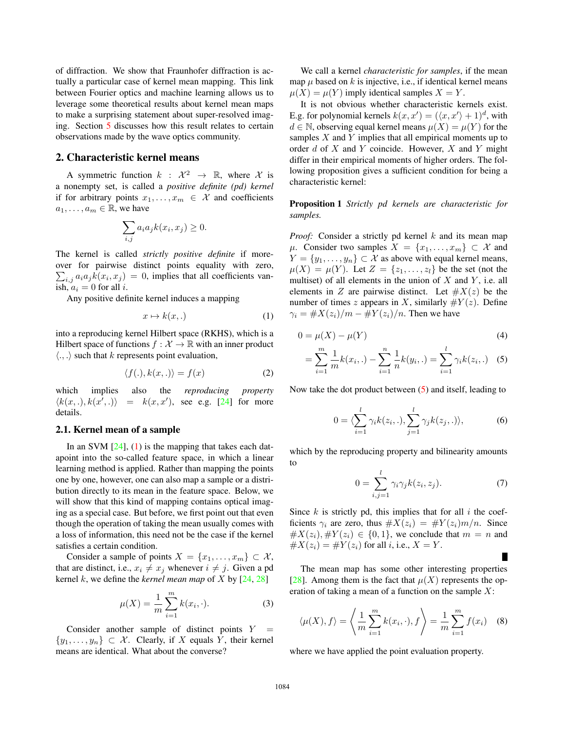of diffraction. We show that Fraunhofer diffraction is actually a particular case of kernel mean mapping. This link between Fourier optics and machine learning allows us to leverage some theoretical results about kernel mean maps to make a surprising statement about super-resolved imaging. Section 5 discusses how this result relates to certain observations made by the wave optics community.

## 2. Characteristic kernel means

A symmetric function $k : \mathcal{X}^2 \to \mathbb{R}$, where $\mathcal{X}$ is a nonempty set, is called a *positive definite (pd) kernel* if for arbitrary points $x_1, \ldots, x_m \in \mathcal{X}$ and coefficients $a_1, \ldots, a_m \in \mathbb{R}$, we have

$$\sum_{i,j} a_i a_j k(x_i, x_j) \geq 0.$$

The kernel is called *strictly positive definite* if moreover for pairwise distinct points equality with zero, $\sum_{i,j} a_i a_j k(x_i, x_j) = 0$, implies that all coefficients vanish, $a_i = 0$ for all $i$.

Any positive definite kernel induces a mapping

$$x \mapsto k(x, .) \tag{1}$$

into a reproducing kernel Hilbert space (RKHS), which is a Hilbert space of functions $f : \mathcal{X} \to \mathbb{R}$ with an inner product $\langle ., . \rangle$ such that $k$ represents point evaluation,

$$\langle f(.), k(x, .) \rangle = f(x) \tag{2}$$

which implies also the *reproducing property* $\langle k(x, .), k(x', .) \rangle = k(x, x')$, see e.g. [24] for more details.

### 2.1. Kernel mean of a sample

In an SVM [24], (1) is the mapping that takes each datapoint into the so-called feature space, in which a linear learning method is applied. Rather than mapping the points one by one, however, one can also map a sample or a distribution directly to its mean in the feature space. Below, we will show that this kind of mapping contains optical imaging as a special case. But before, we first point out that even though the operation of taking the mean usually comes with a loss of information, this need not be the case if the kernel satisfies a certain condition.

Consider a sample of points $X = \{x_1, \ldots, x_m\} \subset \mathcal{X}$, that are distinct, i.e., $x_i \neq x_j$ whenever $i \neq j$. Given a pd kernel $k$, we define the *kernel mean map* of $X$ by [24, 28]

$$\mu(X) = \frac{1}{m} \sum_{i=1}^{m} k(x_i, \cdot). \tag{3}$$

Consider another sample of distinct points $Y = \{y_1, \ldots, y_n\} \subset \mathcal{X}$. Clearly, if $X$ equals $Y$, their kernel means are identical. What about the converse?

We call a kernel *characteristic for samples*, if the mean map $\mu$ based on $k$ is injective, i.e., if identical kernel means $\mu(X) = \mu(Y)$ imply identical samples $X = Y$.

It is not obvious whether characteristic kernels exist. E.g. for polynomial kernels $k(x, x') = (\langle x, x' \rangle + 1)^d$, with $d \in \mathbb{N}$, observing equal kernel means $\mu(X) = \mu(Y)$ for the samples $X$ and $Y$ implies that all empirical moments up to order $d$ of $X$ and $Y$ coincide. However, $X$ and $Y$ might differ in their empirical moments of higher orders. The following proposition gives a sufficient condition for being a characteristic kernel:

**Proposition 1** *Strictly pd kernels are characteristic for samples.*

*Proof:* Consider a strictly pd kernel $k$ and its mean map $\mu$. Consider two samples $X = \{x_1, \ldots, x_m\} \subset \mathcal{X}$ and $Y = \{y_1, \ldots, y_n\} \subset \mathcal{X}$ as above with equal kernel means, $\mu(X) = \mu(Y)$. Let $Z = \{z_1, \ldots, z_l\}$ be the set (not the multiset) of all elements in the union of $X$ and $Y$, i.e. all elements in $Z$ are pairwise distinct. Let $\#X(z)$ be the number of times $z$ appears in $X$, similarly $\#Y(z)$. Define $\gamma_i = \#X(z_i)/m - \#Y(z_i)/n$. Then we have

$$0 = \mu(X) - \mu(Y) \tag{4}$$

$$= \sum_{i=1}^{m} \frac{1}{m} k(x_i, .) - \sum_{i=1}^{n} \frac{1}{n} k(y_i, .) = \sum_{i=1}^{l} \gamma_i k(z_i, .) \tag{5}$$

Now take the dot product between (5) and itself, leading to

$$0 = \langle \sum_{i=1}^{l} \gamma_i k(z_i, .), \sum_{j=1}^{l} \gamma_j k(z_j, .) \rangle, \tag{6}$$

which by the reproducing property and bilinearity amounts to

$$0 = \sum_{i,j=1}^{l} \gamma_i \gamma_j k(z_i, z_j). \tag{7}$$

Since $k$ is strictly pd, this implies that for all $i$ the coefficients $\gamma_i$ are zero, thus $\#X(z_i) = \#Y(z_i) m/n$. Since $\#X(z_i), \#Y(z_i) \in \{0, 1\}$, we conclude that $m = n$ and $\#X(z_i) = \#Y(z_i)$ for all $i$, i.e., $X = Y$.

∎

The mean map has some other interesting properties [28]. Among them is the fact that $\mu(X)$ represents the operation of taking a mean of a function on the sample $X$:

$$\langle \mu(X), f \rangle = \left\langle \frac{1}{m} \sum_{i=1}^{m} k(x_i, \cdot), f \right\rangle = \frac{1}{m} \sum_{i=1}^{m} f(x_i) \tag{8}$$

where we have applied the point evaluation property.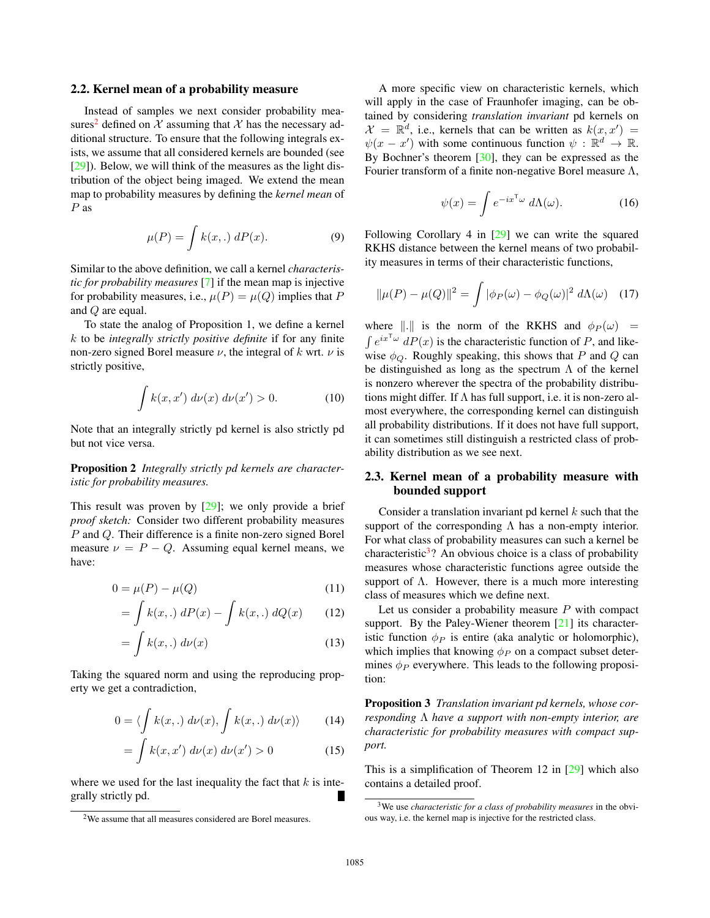### 2.2. Kernel mean of a probability measure

Instead of samples we next consider probability measures[2] defined on $\mathcal{X}$ assuming that $\mathcal{X}$ has the necessary additional structure. To ensure that the following integrals exists, we assume that all considered kernels are bounded (see [29]). Below, we will think of the measures as the light distribution of the object being imaged. We extend the mean map to probability measures by defining the *kernel mean* of $P$ as

$$\mu(P) = \int k(x, .) \, dP(x). \tag{9}$$

Similar to the above definition, we call a kernel *characteristic for probability measures* [7] if the mean map is injective for probability measures, i.e., $\mu(P) = \mu(Q)$ implies that $P$ and $Q$ are equal.

To state the analog of Proposition 1, we define a kernel $k$ to be *integrally strictly positive definite* if for any finite non-zero signed Borel measure $\nu$, the integral of $k$ wrt. $\nu$ is strictly positive,

$$\int k(x, x') \, d\nu(x) \, d\nu(x') > 0. \tag{10}$$

Note that an integrally strictly pd kernel is also strictly pd but not vice versa.

**Proposition 2** *Integrally strictly pd kernels are characteristic for probability measures.*

This result was proven by [29]; we only provide a brief *proof sketch:* Consider two different probability measures $P$ and $Q$. Their difference is a finite non-zero signed Borel measure $\nu = P - Q$. Assuming equal kernel means, we have:

$$0 = \mu(P) - \mu(Q) \tag{11}$$

$$= \int k(x, .) \, dP(x) - \int k(x, .) \, dQ(x) \tag{12}$$

$$= \int k(x, .) \, d\nu(x) \tag{13}$$

Taking the squared norm and using the reproducing property we get a contradiction,

$$0 = \langle \int k(x, .) \, d\nu(x), \int k(x, .) \, d\nu(x) \rangle \tag{14}$$

$$= \int k(x, x') \, d\nu(x) \, d\nu(x') > 0 \tag{15}$$

where we used for the last inequality the fact that $k$ is integrally strictly pd. ∎

[2] We assume that all measures considered are Borel measures.

A more specific view on characteristic kernels, which will apply in the case of Fraunhofer imaging, can be obtained by considering *translation invariant* pd kernels on $\mathcal{X} = \mathbb{R}^d$, i.e., kernels that can be written as $k(x, x') = \psi(x - x')$ with some continuous function $\psi : \mathbb{R}^d \to \mathbb{R}$. By Bochner's theorem [30], they can be expressed as the Fourier transform of a finite non-negative Borel measure $\Lambda$,

$$\psi(x) = \int e^{-ix^\intercal \omega} \, d\Lambda(\omega). \tag{16}$$

Following Corollary 4 in [29] we can write the squared RKHS distance between the kernel means of two probability measures in terms of their characteristic functions,

$$\|\mu(P) - \mu(Q)\|^2 = \int |\phi_P(\omega) - \phi_Q(\omega)|^2 \, d\Lambda(\omega) \tag{17}$$

where $\|.\|$ is the norm of the RKHS and $\phi_P(\omega) = \int e^{ix^\intercal \omega} \, dP(x)$ is the characteristic function of $P$, and likewise $\phi_Q$. Roughly speaking, this shows that $P$ and $Q$ can be distinguished as long as the spectrum $\Lambda$ of the kernel is nonzero wherever the spectra of the probability distributions might differ. If $\Lambda$ has full support, i.e. it is non-zero almost everywhere, the corresponding kernel can distinguish all probability distributions. If it does not have full support, it can sometimes still distinguish a restricted class of probability distribution as we see next.

### 2.3. Kernel mean of a probability measure with bounded support

Consider a translation invariant pd kernel $k$ such that the support of the corresponding $\Lambda$ has a non-empty interior. For what class of probability measures can such a kernel be characteristic[3]? An obvious choice is a class of probability measures whose characteristic functions agree outside the support of $\Lambda$. However, there is a much more interesting class of measures which we define next.

Let us consider a probability measure $P$ with compact support. By the Paley-Wiener theorem [21] its characteristic function $\phi_P$ is entire (aka analytic or holomorphic), which implies that knowing $\phi_P$ on a compact subset determines $\phi_P$ everywhere. This leads to the following proposition:

**Proposition 3** *Translation invariant pd kernels, whose corresponding $\Lambda$ have a support with non-empty interior, are characteristic for probability measures with compact support.*

This is a simplification of Theorem 12 in [29] which also contains a detailed proof.

[3] We use *characteristic for a class of probability measures* in the obvious way, i.e. the kernel map is injective for the restricted class.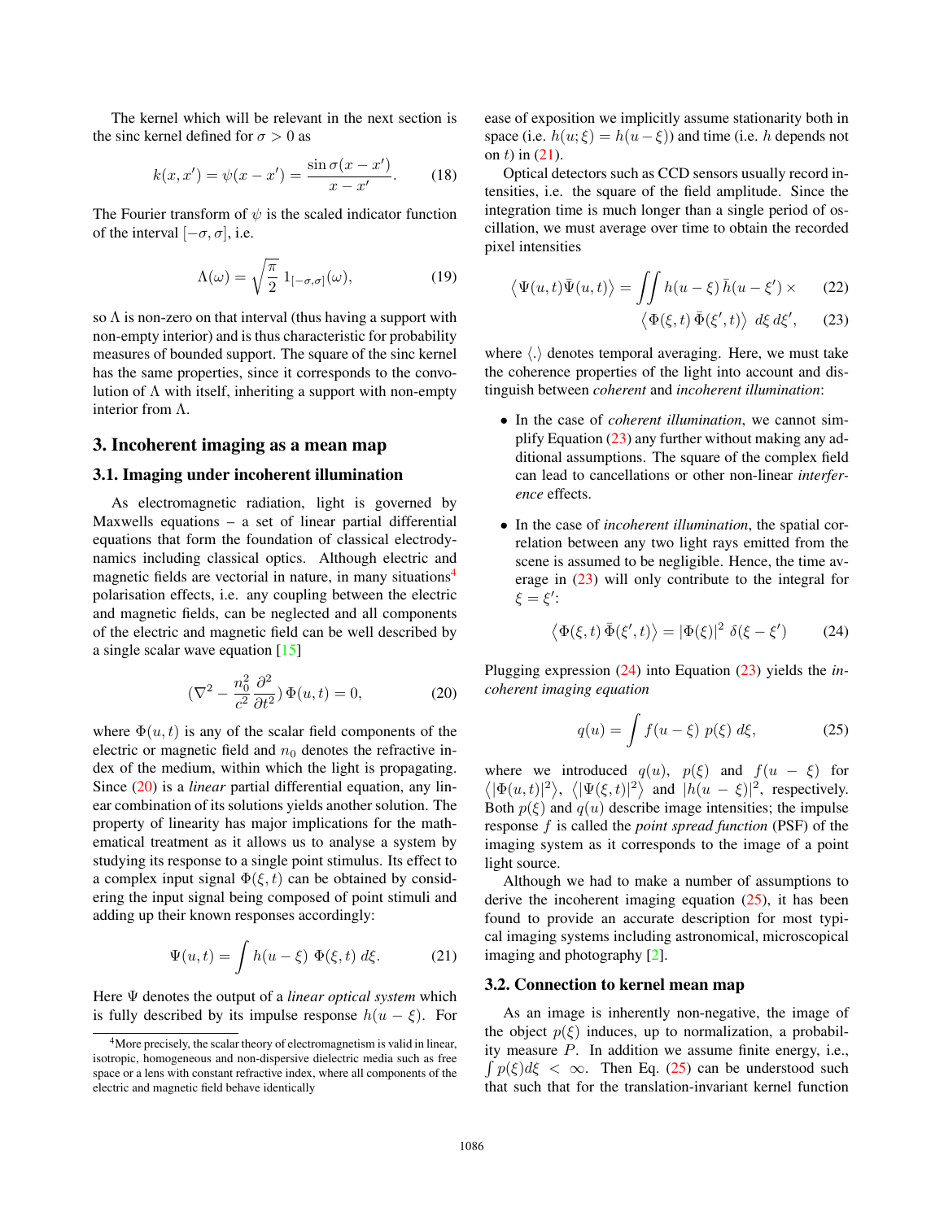The kernel which will be relevant in the next section is the sinc kernel defined for $\sigma > 0$ as

$$k(x, x') = \psi(x - x') = \frac{\sin \sigma(x - x')}{x - x'}. \tag{18}$$

The Fourier transform of $\psi$ is the scaled indicator function of the interval $[-\sigma, \sigma]$, i.e.

$$\Lambda(\omega) = \sqrt{\frac{\pi}{2}}\, 1_{[-\sigma,\sigma]}(\omega), \tag{19}$$

so $\Lambda$ is non-zero on that interval (thus having a support with non-empty interior) and is thus characteristic for probability measures of bounded support. The square of the sinc kernel has the same properties, since it corresponds to the convolution of $\Lambda$ with itself, inheriting a support with non-empty interior from $\Lambda$.

## 3. Incoherent imaging as a mean map

### 3.1. Imaging under incoherent illumination

As electromagnetic radiation, light is governed by Maxwells equations – a set of linear partial differential equations that form the foundation of classical electrodynamics including classical optics. Although electric and magnetic fields are vectorial in nature, in many situations[4] polarisation effects, i.e. any coupling between the electric and magnetic fields, can be neglected and all components of the electric and magnetic field can be well described by a single scalar wave equation [15]

$$(\nabla^2 - \frac{n_0^2}{c^2}\frac{\partial^2}{\partial t^2})\,\Phi(u,t) = 0, \tag{20}$$

where $\Phi(u, t)$ is any of the scalar field components of the electric or magnetic field and $n_0$ denotes the refractive index of the medium, within which the light is propagating. Since (20) is a *linear* partial differential equation, any linear combination of its solutions yields another solution. The property of linearity has major implications for the mathematical treatment as it allows us to analyse a system by studying its response to a single point stimulus. Its effect to a complex input signal $\Phi(\xi, t)$ can be obtained by considering the input signal being composed of point stimuli and adding up their known responses accordingly:

$$\Psi(u,t) = \int h(u - \xi)\ \Phi(\xi, t)\ d\xi. \tag{21}$$

Here $\Psi$ denotes the output of a *linear optical system* which is fully described by its impulse response $h(u - \xi)$. For ease of exposition we implicitly assume stationarity both in space (i.e. $h(u; \xi) = h(u - \xi)$) and time (i.e. $h$ depends not on $t$) in (21).

Optical detectors such as CCD sensors usually record intensities, i.e. the square of the field amplitude. Since the integration time is much longer than a single period of oscillation, we must average over time to obtain the recorded pixel intensities

$$\big\langle \Psi(u,t)\bar{\Psi}(u,t)\big\rangle = \iint h(u-\xi)\,\bar{h}(u-\xi')\,\times \tag{22}$$

$$\big\langle \Phi(\xi,t)\,\bar{\Phi}(\xi',t)\big\rangle\ d\xi\, d\xi', \tag{23}$$

where $\langle . \rangle$ denotes temporal averaging. Here, we must take the coherence properties of the light into account and distinguish between *coherent* and *incoherent illumination*:

- In the case of *coherent illumination*, we cannot simplify Equation (23) any further without making any additional assumptions. The square of the complex field can lead to cancellations or other non-linear *interference* effects.

- In the case of *incoherent illumination*, the spatial correlation between any two light rays emitted from the scene is assumed to be negligible. Hence, the time average in (23) will only contribute to the integral for $\xi = \xi'$:

$$\big\langle \Phi(\xi,t)\,\bar{\Phi}(\xi',t)\big\rangle = |\Phi(\xi)|^2\ \delta(\xi - \xi') \tag{24}$$

Plugging expression (24) into Equation (23) yields the *incoherent imaging equation*

$$q(u) = \int f(u - \xi)\ p(\xi)\ d\xi, \tag{25}$$

where we introduced $q(u)$, $p(\xi)$ and $f(u - \xi)$ for $\big\langle|\Phi(u,t)|^2\big\rangle$, $\big\langle|\Psi(\xi,t)|^2\big\rangle$ and $|h(u - \xi)|^2$, respectively. Both $p(\xi)$ and $q(u)$ describe image intensities; the impulse response $f$ is called the *point spread function* (PSF) of the imaging system as it corresponds to the image of a point light source.

Although we had to make a number of assumptions to derive the incoherent imaging equation (25), it has been found to provide an accurate description for most typical imaging systems including astronomical, microscopical imaging and photography [2].

### 3.2. Connection to kernel mean map

As an image is inherently non-negative, the image of the object $p(\xi)$ induces, up to normalization, a probability measure $P$. In addition we assume finite energy, i.e., $\int p(\xi)d\xi < \infty$. Then Eq. (25) can be understood such that such that for the translation-invariant kernel function

[4] More precisely, the scalar theory of electromagnetism is valid in linear, isotropic, homogeneous and non-dispersive dielectric media such as free space or a lens with constant refractive index, where all components of the electric and magnetic field behave identically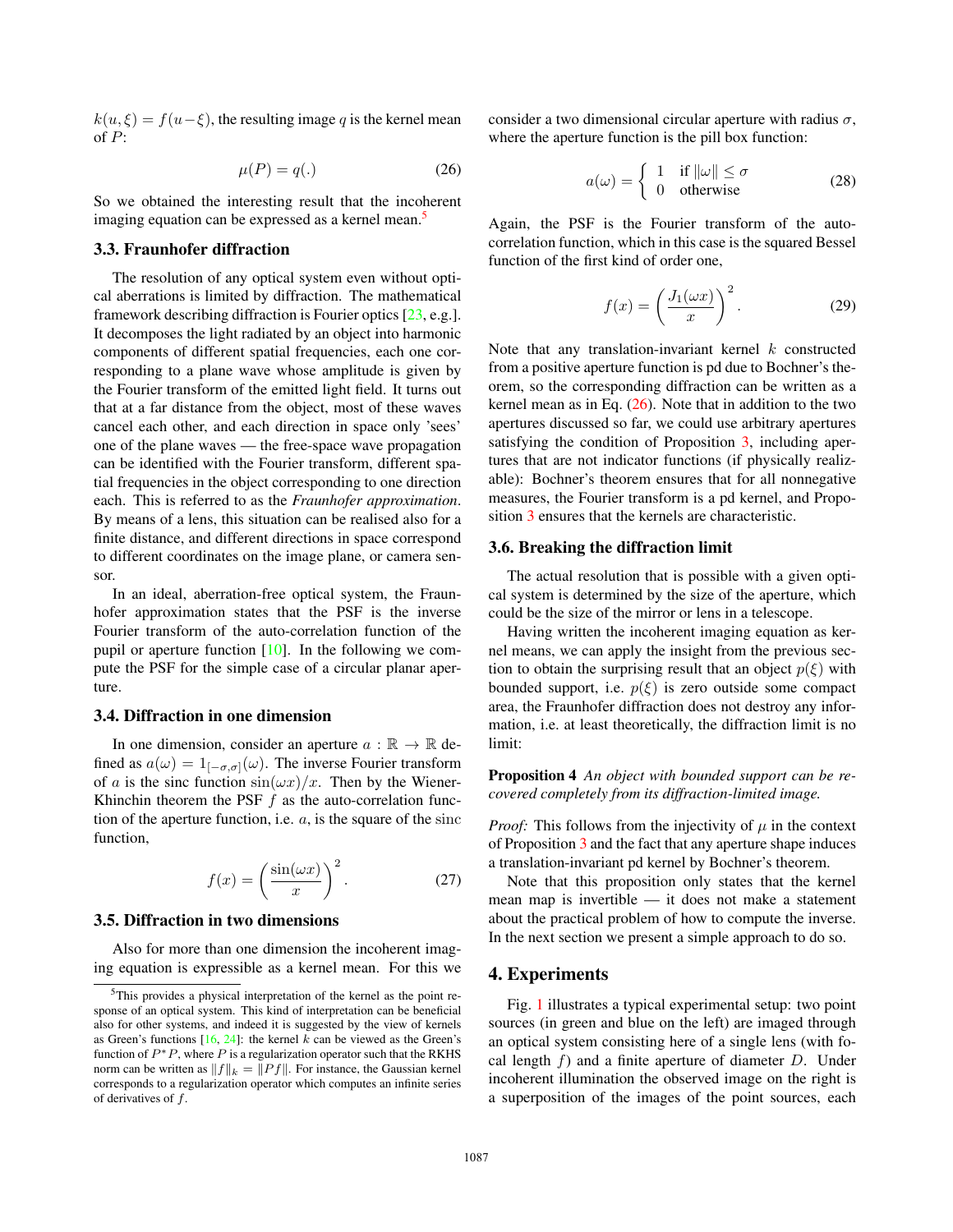$k(u, \xi) = f(u - \xi)$, the resulting image $q$ is the kernel mean of $P$:

$$\mu(P) = q(.) \tag{26}$$

So we obtained the interesting result that the incoherent imaging equation can be expressed as a kernel mean.[5]

### 3.3. Fraunhofer diffraction

The resolution of any optical system even without optical aberrations is limited by diffraction. The mathematical framework describing diffraction is Fourier optics [23, e.g.]. It decomposes the light radiated by an object into harmonic components of different spatial frequencies, each one corresponding to a plane wave whose amplitude is given by the Fourier transform of the emitted light field. It turns out that at a far distance from the object, most of these waves cancel each other, and each direction in space only 'sees' one of the plane waves — the free-space wave propagation can be identified with the Fourier transform, different spatial frequencies in the object corresponding to one direction each. This is referred to as the *Fraunhofer approximation*. By means of a lens, this situation can be realised also for a finite distance, and different directions in space correspond to different coordinates on the image plane, or camera sensor.

In an ideal, aberration-free optical system, the Fraunhofer approximation states that the PSF is the inverse Fourier transform of the auto-correlation function of the pupil or aperture function [10]. In the following we compute the PSF for the simple case of a circular planar aperture.

### 3.4. Diffraction in one dimension

In one dimension, consider an aperture $a : \mathbb{R} \to \mathbb{R}$ defined as $a(\omega) = 1_{[-\sigma,\sigma]}(\omega)$. The inverse Fourier transform of $a$ is the sinc function $\sin(\omega x)/x$. Then by the Wiener-Khinchin theorem the PSF $f$ as the auto-correlation function of the aperture function, i.e. $a$, is the square of the $\mathrm{sinc}$ function,

$$f(x) = \left(\frac{\sin(\omega x)}{x}\right)^2. \tag{27}$$

### 3.5. Diffraction in two dimensions

Also for more than one dimension the incoherent imaging equation is expressible as a kernel mean. For this we consider a two dimensional circular aperture with radius $\sigma$, where the aperture function is the pill box function:

$$a(\omega) = \begin{cases} 1 & \text{if } \|\omega\| \leq \sigma \\ 0 & \text{otherwise} \end{cases} \tag{28}$$

Again, the PSF is the Fourier transform of the auto-correlation function, which in this case is the squared Bessel function of the first kind of order one,

$$f(x) = \left(\frac{J_1(\omega x)}{x}\right)^2. \tag{29}$$

Note that any translation-invariant kernel $k$ constructed from a positive aperture function is pd due to Bochner's theorem, so the corresponding diffraction can be written as a kernel mean as in Eq. (26). Note that in addition to the two apertures discussed so far, we could use arbitrary apertures satisfying the condition of Proposition 3, including apertures that are not indicator functions (if physically realizable): Bochner's theorem ensures that for all nonnegative measures, the Fourier transform is a pd kernel, and Proposition 3 ensures that the kernels are characteristic.

### 3.6. Breaking the diffraction limit

The actual resolution that is possible with a given optical system is determined by the size of the aperture, which could be the size of the mirror or lens in a telescope.

Having written the incoherent imaging equation as kernel means, we can apply the insight from the previous section to obtain the surprising result that an object $p(\xi)$ with bounded support, i.e. $p(\xi)$ is zero outside some compact area, the Fraunhofer diffraction does not destroy any information, i.e. at least theoretically, the diffraction limit is no limit:

**Proposition 4** *An object with bounded support can be recovered completely from its diffraction-limited image.*

*Proof:* This follows from the injectivity of $\mu$ in the context of Proposition 3 and the fact that any aperture shape induces a translation-invariant pd kernel by Bochner's theorem.

Note that this proposition only states that the kernel mean map is invertible — it does not make a statement about the practical problem of how to compute the inverse. In the next section we present a simple approach to do so.

## 4. Experiments

Fig. 1 illustrates a typical experimental setup: two point sources (in green and blue on the left) are imaged through an optical system consisting here of a single lens (with focal length $f$) and a finite aperture of diameter $D$. Under incoherent illumination the observed image on the right is a superposition of the images of the point sources, each

---

[5] This provides a physical interpretation of the kernel as the point response of an optical system. This kind of interpretation can be beneficial also for other systems, and indeed it is suggested by the view of kernels as Green's functions [16, 24]: the kernel $k$ can be viewed as the Green's function of $P^*P$, where $P$ is a regularization operator such that the RKHS norm can be written as $\|f\|_k = \|Pf\|$. For instance, the Gaussian kernel corresponds to a regularization operator which computes an infinite series of derivatives of $f$.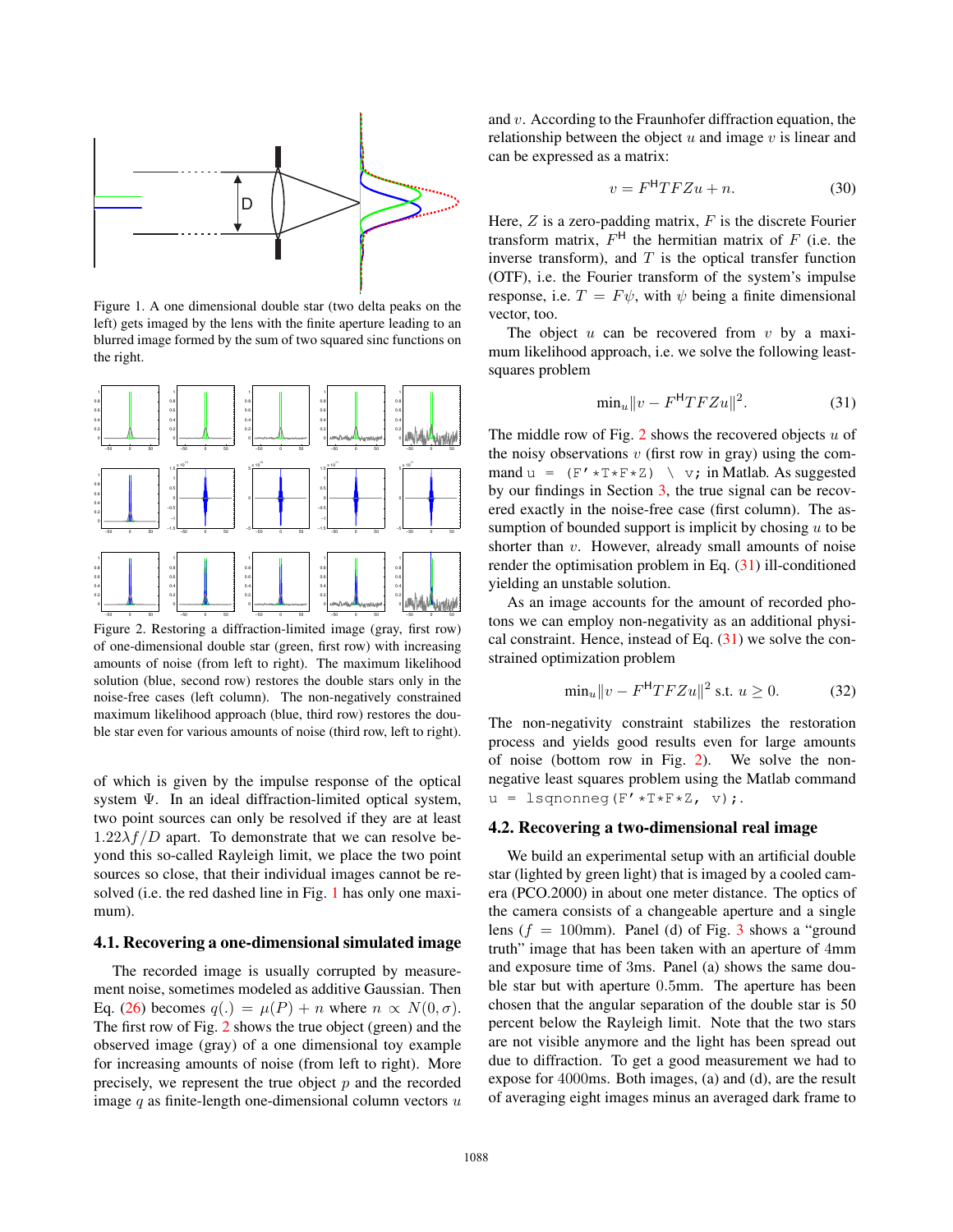Figure 1. A one dimensional double star (two delta peaks on the left) gets imaged by the lens with the finite aperture leading to an blurred image formed by the sum of two squared sinc functions on the right.

Figure 2. Restoring a diffraction-limited image (gray, first row) of one-dimensional double star (green, first row) with increasing amounts of noise (from left to right). The maximum likelihood solution (blue, second row) restores the double stars only in the noise-free cases (left column). The non-negatively constrained maximum likelihood approach (blue, third row) restores the double star even for various amounts of noise (third row, left to right).

of which is given by the impulse response of the optical system $\Psi$. In an ideal diffraction-limited optical system, two point sources can only be resolved if they are at least $1.22\lambda f/D$ apart. To demonstrate that we can resolve beyond this so-called Rayleigh limit, we place the two point sources so close, that their individual images cannot be resolved (i.e. the red dashed line in Fig. 1 has only one maximum).

### 4.1. Recovering a one-dimensional simulated image

The recorded image is usually corrupted by measurement noise, sometimes modeled as additive Gaussian. Then Eq. (26) becomes $q(.) = \mu(P) + n$ where $n \propto N(0, \sigma)$. The first row of Fig. 2 shows the true object (green) and the observed image (gray) of a one dimensional toy example for increasing amounts of noise (from left to right). More precisely, we represent the true object $p$ and the recorded image $q$ as finite-length one-dimensional column vectors $u$ and $v$. According to the Fraunhofer diffraction equation, the relationship between the object $u$ and image $v$ is linear and can be expressed as a matrix:

$$v = F^{\mathsf{H}} T F Z u + n. \tag{30}$$

Here, $Z$ is a zero-padding matrix, $F$ is the discrete Fourier transform matrix, $F^{\mathsf{H}}$ the hermitian matrix of $F$ (i.e. the inverse transform), and $T$ is the optical transfer function (OTF), i.e. the Fourier transform of the system's impulse response, i.e. $T = F\psi$, with $\psi$ being a finite dimensional vector, too.

The object $u$ can be recovered from $v$ by a maximum likelihood approach, i.e. we solve the following least-squares problem

$$\min_u \|v - F^{\mathsf{H}} T F Z u\|^2. \tag{31}$$

The middle row of Fig. 2 shows the recovered objects $u$ of the noisy observations $v$ (first row in gray) using the command `u = (F'*T*F*Z) \ v;` in Matlab. As suggested by our findings in Section 3, the true signal can be recovered exactly in the noise-free case (first column). The assumption of bounded support is implicit by chosing $u$ to be shorter than $v$. However, already small amounts of noise render the optimisation problem in Eq. (31) ill-conditioned yielding an unstable solution.

As an image accounts for the amount of recorded photons we can employ non-negativity as an additional physical constraint. Hence, instead of Eq. (31) we solve the constrained optimization problem

$$\min_u \|v - F^{\mathsf{H}} T F Z u\|^2 \text{ s.t. } u \geq 0. \tag{32}$$

The non-negativity constraint stabilizes the restoration process and yields good results even for large amounts of noise (bottom row in Fig. 2). We solve the non-negative least squares problem using the Matlab command `u = lsqnonneg(F'*T*F*Z, v);`.

### 4.2. Recovering a two-dimensional real image

We build an experimental setup with an artificial double star (lighted by green light) that is imaged by a cooled camera (PCO.2000) in about one meter distance. The optics of the camera consists of a changeable aperture and a single lens ($f$ = 100mm). Panel (d) of Fig. 3 shows a "ground truth" image that has been taken with an aperture of 4mm and exposure time of 3ms. Panel (a) shows the same double star but with aperture 0.5mm. The aperture has been chosen that the angular separation of the double star is 50 percent below the Rayleigh limit. Note that the two stars are not visible anymore and the light has been spread out due to diffraction. To get a good measurement we had to expose for 4000ms. Both images, (a) and (d), are the result of averaging eight images minus an averaged dark frame to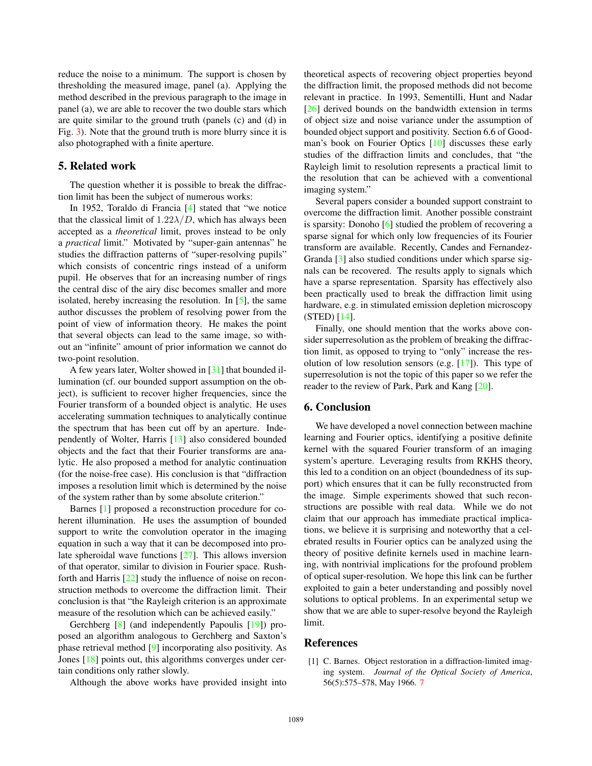reduce the noise to a minimum. The support is chosen by thresholding the measured image, panel (a). Applying the method described in the previous paragraph to the image in panel (a), we are able to recover the two double stars which are quite similar to the ground truth (panels (c) and (d) in Fig. 3). Note that the ground truth is more blurry since it is also photographed with a finite aperture.

## 5. Related work

The question whether it is possible to break the diffraction limit has been the subject of numerous works:

In 1952, Toraldo di Francia [4] stated that "we notice that the classical limit of $1.22\lambda/D$, which has always been accepted as a *theoretical* limit, proves instead to be only a *practical* limit." Motivated by "super-gain antennas" he studies the diffraction patterns of "super-resolving pupils" which consists of concentric rings instead of a uniform pupil. He observes that for an increasing number of rings the central disc of the airy disc becomes smaller and more isolated, hereby increasing the resolution. In [5], the same author discusses the problem of resolving power from the point of view of information theory. He makes the point that several objects can lead to the same image, so without an "infinite" amount of prior information we cannot do two-point resolution.

A few years later, Wolter showed in [31] that bounded illumination (cf. our bounded support assumption on the object), is sufficient to recover higher frequencies, since the Fourier transform of a bounded object is analytic. He uses accelerating summation techniques to analytically continue the spectrum that has been cut off by an aperture. Independently of Wolter, Harris [13] also considered bounded objects and the fact that their Fourier transforms are analytic. He also proposed a method for analytic continuation (for the noise-free case). His conclusion is that "diffraction imposes a resolution limit which is determined by the noise of the system rather than by some absolute criterion."

Barnes [1] proposed a reconstruction procedure for coherent illumination. He uses the assumption of bounded support to write the convolution operator in the imaging equation in such a way that it can be decomposed into prolate spheroidal wave functions [27]. This allows inversion of that operator, similar to division in Fourier space. Rushforth and Harris [22] study the influence of noise on reconstruction methods to overcome the diffraction limit. Their conclusion is that "the Rayleigh criterion is an approximate measure of the resolution which can be achieved easily."

Gerchberg [8] (and independently Papoulis [19]) proposed an algorithm analogous to Gerchberg and Saxton's phase retrieval method [9] incorporating also positivity. As Jones [18] points out, this algorithms converges under certain conditions only rather slowly.

Although the above works have provided insight into theoretical aspects of recovering object properties beyond the diffraction limit, the proposed methods did not become relevant in practice. In 1993, Sementilli, Hunt and Nadar [26] derived bounds on the bandwidth extension in terms of object size and noise variance under the assumption of bounded object support and positivity. Section 6.6 of Goodman's book on Fourier Optics [10] discusses these early studies of the diffraction limits and concludes, that "the Rayleigh limit to resolution represents a practical limit to the resolution that can be achieved with a conventional imaging system."

Several papers consider a bounded support constraint to overcome the diffraction limit. Another possible constraint is sparsity: Donoho [6] studied the problem of recovering a sparse signal for which only low frequencies of its Fourier transform are available. Recently, Candes and Fernandez-Granda [3] also studied conditions under which sparse signals can be recovered. The results apply to signals which have a sparse representation. Sparsity has effectively also been practically used to break the diffraction limit using hardware, e.g. in stimulated emission depletion microscopy (STED) [14].

Finally, one should mention that the works above consider superresolution as the problem of breaking the diffraction limit, as opposed to trying to "only" increase the resolution of low resolution sensors (e.g. [17]). This type of superresolution is not the topic of this paper so we refer the reader to the review of Park, Park and Kang [20].

## 6. Conclusion

We have developed a novel connection between machine learning and Fourier optics, identifying a positive definite kernel with the squared Fourier transform of an imaging system's aperture. Leveraging results from RKHS theory, this led to a condition on an object (boundedness of its support) which ensures that it can be fully reconstructed from the image. Simple experiments showed that such reconstructions are possible with real data. While we do not claim that our approach has immediate practical implications, we believe it is surprising and noteworthy that a celebrated results in Fourier optics can be analyzed using the theory of positive definite kernels used in machine learning, with nontrivial implications for the profound problem of optical super-resolution. We hope this link can be further exploited to gain a beter understanding and possibly novel solutions to optical problems. In an experimental setup we show that we are able to super-resolve beyond the Rayleigh limit.

## References

[1] C. Barnes. Object restoration in a diffraction-limited imaging system. *Journal of the Optical Society of America*, 56(5):575–578, May 1966. 7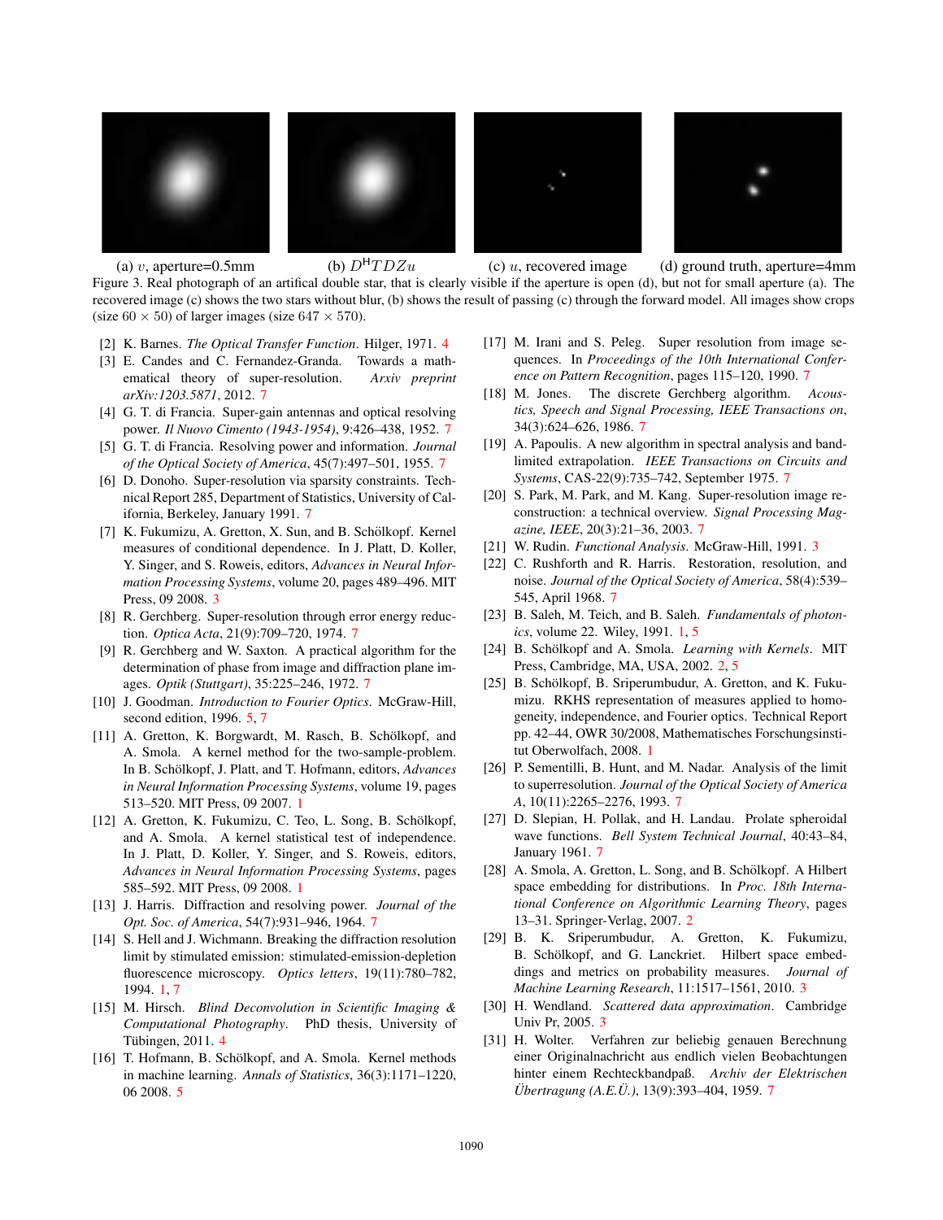(a) $v$, aperture=0.5mm (b) $D^{\mathrm{H}}TDZu$ (c) $u$, recovered image (d) ground truth, aperture=4mm

Figure 3. Real photograph of an artifical double star, that is clearly visible if the aperture is open (d), but not for small aperture (a). The recovered image (c) shows the two stars without blur, (b) shows the result of passing (c) through the forward model. All images show crops (size $60 \times 50$) of larger images (size $647 \times 570$).

[2] K. Barnes. *The Optical Transfer Function*. Hilger, 1971. 4

[3] E. Candes and C. Fernandez-Granda. Towards a mathematical theory of super-resolution. *Arxiv preprint arXiv:1203.5871*, 2012. 7

[4] G. T. di Francia. Super-gain antennas and optical resolving power. *Il Nuovo Cimento (1943-1954)*, 9:426–438, 1952. 7

[5] G. T. di Francia. Resolving power and information. *Journal of the Optical Society of America*, 45(7):497–501, 1955. 7

[6] D. Donoho. Super-resolution via sparsity constraints. Technical Report 285, Department of Statistics, University of California, Berkeley, January 1991. 7

[7] K. Fukumizu, A. Gretton, X. Sun, and B. Schölkopf. Kernel measures of conditional dependence. In J. Platt, D. Koller, Y. Singer, and S. Roweis, editors, *Advances in Neural Information Processing Systems*, volume 20, pages 489–496. MIT Press, 09 2008. 3

[8] R. Gerchberg. Super-resolution through error energy reduction. *Optica Acta*, 21(9):709–720, 1974. 7

[9] R. Gerchberg and W. Saxton. A practical algorithm for the determination of phase from image and diffraction plane images. *Optik (Stuttgart)*, 35:225–246, 1972. 7

[10] J. Goodman. *Introduction to Fourier Optics*. McGraw-Hill, second edition, 1996. 5, 7

[11] A. Gretton, K. Borgwardt, M. Rasch, B. Schölkopf, and A. Smola. A kernel method for the two-sample-problem. In B. Schölkopf, J. Platt, and T. Hofmann, editors, *Advances in Neural Information Processing Systems*, volume 19, pages 513–520. MIT Press, 09 2007. 1

[12] A. Gretton, K. Fukumizu, C. Teo, L. Song, B. Schölkopf, and A. Smola. A kernel statistical test of independence. In J. Platt, D. Koller, Y. Singer, and S. Roweis, editors, *Advances in Neural Information Processing Systems*, pages 585–592. MIT Press, 09 2008. 1

[13] J. Harris. Diffraction and resolving power. *Journal of the Opt. Soc. of America*, 54(7):931–946, 1964. 7

[14] S. Hell and J. Wichmann. Breaking the diffraction resolution limit by stimulated emission: stimulated-emission-depletion fluorescence microscopy. *Optics letters*, 19(11):780–782, 1994. 1, 7

[15] M. Hirsch. *Blind Deconvolution in Scientific Imaging & Computational Photography*. PhD thesis, University of Tübingen, 2011. 4

[16] T. Hofmann, B. Schölkopf, and A. Smola. Kernel methods in machine learning. *Annals of Statistics*, 36(3):1171–1220, 06 2008. 5

[17] M. Irani and S. Peleg. Super resolution from image sequences. In *Proceedings of the 10th International Conference on Pattern Recognition*, pages 115–120, 1990. 7

[18] M. Jones. The discrete Gerchberg algorithm. *Acoustics, Speech and Signal Processing, IEEE Transactions on*, 34(3):624–626, 1986. 7

[19] A. Papoulis. A new algorithm in spectral analysis and band-limited extrapolation. *IEEE Transactions on Circuits and Systems*, CAS-22(9):735–742, September 1975. 7

[20] S. Park, M. Park, and M. Kang. Super-resolution image reconstruction: a technical overview. *Signal Processing Magazine, IEEE*, 20(3):21–36, 2003. 7

[21] W. Rudin. *Functional Analysis*. McGraw-Hill, 1991. 3

[22] C. Rushforth and R. Harris. Restoration, resolution, and noise. *Journal of the Optical Society of America*, 58(4):539–545, April 1968. 7

[23] B. Saleh, M. Teich, and B. Saleh. *Fundamentals of photonics*, volume 22. Wiley, 1991. 1, 5

[24] B. Schölkopf and A. Smola. *Learning with Kernels*. MIT Press, Cambridge, MA, USA, 2002. 2, 5

[25] B. Schölkopf, B. Sriperumbudur, A. Gretton, and K. Fukumizu. RKHS representation of measures applied to homogeneity, independence, and Fourier optics. Technical Report pp. 42–44, OWR 30/2008, Mathematisches Forschungsinstitut Oberwolfach, 2008. 1

[26] P. Sementilli, B. Hunt, and M. Nadar. Analysis of the limit to superresolution. *Journal of the Optical Society of America A*, 10(11):2265–2276, 1993. 7

[27] D. Slepian, H. Pollak, and H. Landau. Prolate spheroidal wave functions. *Bell System Technical Journal*, 40:43–84, January 1961. 7

[28] A. Smola, A. Gretton, L. Song, and B. Schölkopf. A Hilbert space embedding for distributions. In *Proc. 18th International Conference on Algorithmic Learning Theory*, pages 13–31. Springer-Verlag, 2007. 2

[29] B. K. Sriperumbudur, A. Gretton, K. Fukumizu, B. Schölkopf, and G. Lanckriet. Hilbert space embeddings and metrics on probability measures. *Journal of Machine Learning Research*, 11:1517–1561, 2010. 3

[30] H. Wendland. *Scattered data approximation*. Cambridge Univ Pr, 2005. 3

[31] H. Wolter. Verfahren zur beliebig genauen Berechnung einer Originalnachricht aus endlich vielen Beobachtungen hinter einem Rechteckbandpaß. *Archiv der Elektrischen Übertragung (A.E.Ü.)*, 13(9):393–404, 1959. 7